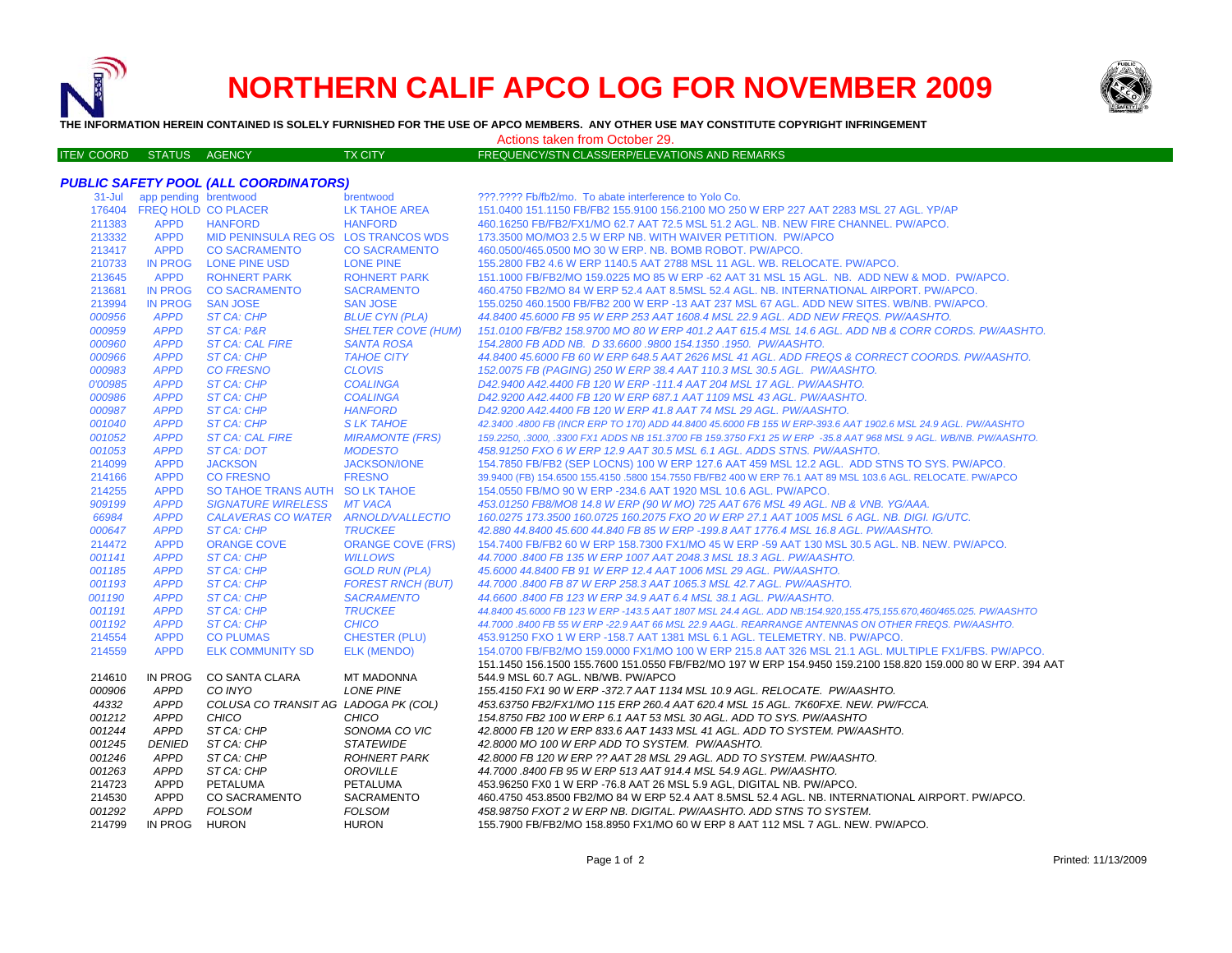# NORTHERN CALIF APCO LOG FOR NOVEMBER 2009

**THE INFORMATION HEREIN CONTAINED IS SOLELY FURNISHED FOR THE USE OF APCO MEMBERS. ANY OTHER USE MAY CONSTITUTE COPYRIGHT INFRINGEMENT**

Actions taken from October 29.

### *PUBLIC SAFETY POOL (ALL COORDINATORS)*

| ITEM COORD | STATUS | AGENCY | TX CITY | FREQUENCY/STN CLASS/ERP/ELEVATIONS AND REMARKS |
|---|---|---|---|---|
| 31-Jul | app pending | brentwood | brentwood | ???.???? Fb/fb2/mo. To abate interference to Yolo Co. |
| 176404 | FREQ HOLD | CO PLACER | LK TAHOE AREA | 151.0400 151.1150 FB/FB2 155.9100 156.2100 MO 250 W ERP 227 AAT 2283 MSL 27 AGL. YP/AP |
| 211383 | APPD | HANFORD | HANFORD | 460.16250 FB/FB2/FX1/MO 62.7 AAT 72.5 MSL 51.2 AGL. NB. NEW FIRE CHANNEL. PW/APCO. |
| 213332 | APPD | MID PENINSULA REG OS | LOS TRANCOS WDS | 173.3500 MO/MO3 2.5 W ERP NB. WITH WAIVER PETITION. PW/APCO |
| 213417 | APPD | CO SACRAMENTO | CO SACRAMENTO | 460.0500/465.0500 MO 30 W ERP. NB. BOMB ROBOT. PW/APCO. |
| 210733 | IN PROG | LONE PINE USD | LONE PINE | 155.2800 FB2 4.6 W ERP 1140.5 AAT 2788 MSL 11 AGL. WB. RELOCATE. PW/APCO. |
| 213645 | APPD | ROHNERT PARK | ROHNERT PARK | 151.1000 FB/FB2/MO 159.0225 MO 85 W ERP -62 AAT 31 MSL 15 AGL. NB. ADD NEW & MOD. PW/APCO. |
| 213681 | IN PROG | CO SACRAMENTO | SACRAMENTO | 460.4750 FB2/MO 84 W ERP 52.4 AAT 8.5MSL 52.4 AGL. NB. INTERNATIONAL AIRPORT. PW/APCO. |
| 213994 | IN PROG | SAN JOSE | SAN JOSE | 155.0250 460.1500 FB/FB2 200 W ERP -13 AAT 237 MSL 67 AGL. ADD NEW SITES. WB/NB. PW/APCO. |
| *000956* | *APPD* | *ST CA: CHP* | *BLUE CYN (PLA)* | *44.8400 45.6000 FB 95 W ERP 253 AAT 1608.4 MSL 22.9 AGL. ADD NEW FREQS. PW/AASHTO.* |
| *000959* | *APPD* | *ST CA: P&R* | *SHELTER COVE (HUM)* | *151.0100 FB/FB2 158.9700 MO 80 W ERP 401.2 AAT 615.4 MSL 14.6 AGL. ADD NB & CORR CORDS. PW/AASHTO.* |
| *000960* | *APPD* | *ST CA: CAL FIRE* | *SANTA ROSA* | *154.2800 FB ADD NB. D 33.6600 .9800 154.1350 .1950. PW/AASHTO.* |
| *000966* | *APPD* | *ST CA: CHP* | *TAHOE CITY* | *44.8400 45.6000 FB 60 W ERP 648.5 AAT 2626 MSL 41 AGL. ADD FREQS & CORRECT COORDS. PW/AASHTO.* |
| *000983* | *APPD* | *CO FRESNO* | *CLOVIS* | *152.0075 FB (PAGING) 250 W ERP 38.4 AAT 110.3 MSL 30.5 AGL. PW/AASHTO.* |
| *0'00985* | *APPD* | *ST CA: CHP* | *COALINGA* | *D42.9400 A42.4400 FB 120 W ERP -111.4 AAT 204 MSL 17 AGL. PW/AASHTO.* |
| *000986* | *APPD* | *ST CA: CHP* | *COALINGA* | *D42.9200 A42.4400 FB 120 W ERP 687.1 AAT 1109 MSL 43 AGL. PW/AASHTO.* |
| *000987* | *APPD* | *ST CA: CHP* | *HANFORD* | *D42.9200 A42.4400 FB 120 W ERP 41.8 AAT 74 MSL 29 AGL. PW/AASHTO.* |
| *001040* | *APPD* | *ST CA: CHP* | *S LK TAHOE* | *42.3400 .4800 FB (INCR ERP TO 170) ADD 44.8400 45.6000 FB 155 W ERP-393.6 AAT 1902.6 MSL 24.9 AGL. PW/AASHTO* |
| *001052* | *APPD* | *ST CA: CAL FIRE* | *MIRAMONTE (FRS)* | *159.2250, .3000, .3300 FX1 ADDS NB 151.3700 FB 159.3750 FX1 25 W ERP -35.8 AAT 968 MSL 9 AGL. WB/NB. PW/AASHTO.* |
| *001053* | *APPD* | *ST CA: DOT* | *MODESTO* | *458.91250 FXO 6 W ERP 12.9 AAT 30.5 MSL 6.1 AGL. ADDS STNS. PW/AASHTO.* |
| 214099 | APPD | JACKSON | JACKSON/IONE | 154.7850 FB/FB2 (SEP LOCNS) 100 W ERP 127.6 AAT 459 MSL 12.2 AGL. ADD STNS TO SYS. PW/APCO. |
| 214166 | APPD | CO FRESNO | FRESNO | 39.9400 (FB) 154.6500 155.4150 .5800 154.7550 FB/FB2 400 W ERP 76.1 AAT 89 MSL 103.6 AGL. RELOCATE. PW/APCO |
| 214255 | APPD | SO TAHOE TRANS AUTH | SO LK TAHOE | 154.0550 FB/MO 90 W ERP -234.6 AAT 1920 MSL 10.6 AGL. PW/APCO. |
| *909199* | *APPD* | *SIGNATURE WIRELESS* | *MT VACA* | *453.01250 FB8/MO8 14.8 W ERP (90 W MO) 725 AAT 676 MSL 49 AGL. NB & VNB. YG/AAA.* |
| *66984* | *APPD* | *CALAVERAS CO WATER* | *ARNOLD/VALLECTIO* | *160.0275 173.3500 160.0725 160.2075 FXO 20 W ERP 27.1 AAT 1005 MSL 6 AGL. NB. DIGI. IG/UTC.* |
| *000647* | *APPD* | *ST CA: CHP* | *TRUCKEE* | *42.880 44.8400 45.600 44.840 FB 85 W ERP -199.8 AAT 1776.4 MSL 16.8 AGL. PW/AASHTO.* |
| 214472 | APPD | ORANGE COVE | ORANGE COVE (FRS) | 154.7400 FB/FB2 60 W ERP 158.7300 FX1/MO 45 W ERP -59 AAT 130 MSL 30.5 AGL. NB. NEW. PW/APCO. |
| *001141* | *APPD* | *ST CA: CHP* | *WILLOWS* | *44.7000 .8400 FB 135 W ERP 1007 AAT 2048.3 MSL 18.3 AGL. PW/AASHTO.* |
| *001185* | *APPD* | *ST CA: CHP* | *GOLD RUN (PLA)* | *45.6000 44.8400 FB 91 W ERP 12.4 AAT 1006 MSL 29 AGL. PW/AASHTO.* |
| *001193* | *APPD* | *ST CA: CHP* | *FOREST RNCH (BUT)* | *44.7000 .8400 FB 87 W ERP 258.3 AAT 1065.3 MSL 42.7 AGL. PW/AASHTO.* |
| *001190* | *APPD* | *ST CA: CHP* | *SACRAMENTO* | *44.6600 .8400 FB 123 W ERP 34.9 AAT 6.4 MSL 38.1 AGL. PW/AASHTO.* |
| *001191* | *APPD* | *ST CA: CHP* | *TRUCKEE* | *44.8400 45.6000 FB 123 W ERP -143.5 AAT 1807 MSL 24.4 AGL. ADD NB:154.920,155.475,155.670,460/465.025. PW/AASHTO* |
| *001192* | *APPD* | *ST CA: CHP* | *CHICO* | *44.7000 .8400 FB 55 W ERP -22.9 AAT 66 MSL 22.9 AAGL. REARRANGE ANTENNAS ON OTHER FREQS. PW/AASHTO.* |
| 214554 | APPD | CO PLUMAS | CHESTER (PLU) | 453.91250 FXO 1 W ERP -158.7 AAT 1381 MSL 6.1 AGL. TELEMETRY. NB. PW/APCO. |
| 214559 | APPD | ELK COMMUNITY SD | ELK (MENDO) | 154.0700 FB/FB2/MO 159.0000 FX1/MO 10 W ERP 215.8 AAT 326 MSL 21.1 AGL. MULTIPLE FX1/FBS. PW/APCO. |
| | | | | 151.1450 156.1500 155.7600 151.0550 FB/FB2/MO 197 W ERP 154.9450 159.2100 158.820 159.000 80 W ERP. 394 AAT |
| 214610 | IN PROG | CO SANTA CLARA | MT MADONNA | 544.9 MSL 60.7 AGL. NB/WB. PW/APCO |
| *000906* | *APPD* | *CO INYO* | *LONE PINE* | *155.4150 FX1 90 W ERP -372.7 AAT 1134 MSL 10.9 AGL. RELOCATE. PW/AASHTO.* |
| *44332* | *APPD* | *COLUSA CO TRANSIT AG* | *LADOGA PK (COL)* | *453.63750 FB2/FX1/MO 115 ERP 260.4 AAT 620.4 MSL 15 AGL. 7K60FXE. NEW. PW/FCCA.* |
| *001212* | *APPD* | *CHICO* | *CHICO* | *154.8750 FB2 100 W ERP 6.1 AAT 53 MSL 30 AGL. ADD TO SYS. PW/AASHTO* |
| *001244* | *APPD* | *ST CA: CHP* | *SONOMA CO VIC* | *42.8000 FB 120 W ERP 833.6 AAT 1433 MSL 41 AGL. ADD TO SYSTEM. PW/AASHTO.* |
| *001245* | *DENIED* | *ST CA: CHP* | *STATEWIDE* | *42.8000 MO 100 W ERP ADD TO SYSTEM. PW/AASHTO.* |
| *001246* | *APPD* | *ST CA: CHP* | *ROHNERT PARK* | *42.8000 FB 120 W ERP ?? AAT 28 MSL 29 AGL. ADD TO SYSTEM. PW/AASHTO.* |
| *001263* | *APPD* | *ST CA: CHP* | *OROVILLE* | *44.7000 .8400 FB 95 W ERP 513 AAT 914.4 MSL 54.9 AGL. PW/AASHTO.* |
| 214723 | APPD | PETALUMA | PETALUMA | 453.96250 FX0 1 W ERP -76.8 AAT 26 MSL 5.9 AGL, DIGITAL NB. PW/APCO. |
| 214530 | APPD | CO SACRAMENTO | SACRAMENTO | 460.4750 453.8500 FB2/MO 84 W ERP 52.4 AAT 8.5MSL 52.4 AGL. NB. INTERNATIONAL AIRPORT. PW/APCO. |
| *001292* | *APPD* | *FOLSOM* | *FOLSOM* | *458.98750 FXOT 2 W ERP NB. DIGITAL. PW/AASHTO. ADD STNS TO SYSTEM.* |
| 214799 | IN PROG | HURON | HURON | 155.7900 FB/FB2/MO 158.8950 FX1/MO 60 W ERP 8 AAT 112 MSL 7 AGL. NEW. PW/APCO. |

Printed: 11/13/2009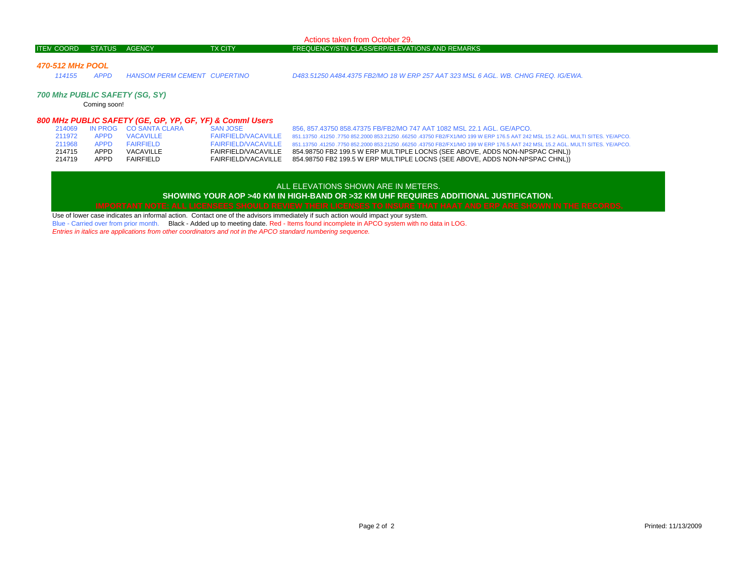Actions taken from October 29.

| ITEM | COORD | STATUS | AGENCY | TX CITY | FREQUENCY/STN CLASS/ERP/ELEVATIONS AND REMARKS |
|---|---|---|---|---|---|

### *470-512 MHz POOL*

| | | | | |
|---|---|---|---|---|
| *114155* | *APPD* | *HANSOM PERM CEMENT* | *CUPERTINO* | *D483.51250 A484.4375 FB2/MO 18 W ERP 257 AAT 323 MSL 6 AGL. WB. CHNG FREQ. IG/EWA.* |

### *700 Mhz PUBLIC SAFETY (SG, SY)*

Coming soon!

### *800 MHz PUBLIC SAFETY (GE, GP, YP, GF, YF) & Comml Users*

| | | | | |
|---|---|---|---|---|
| 214069 | IN PROG | CO SANTA CLARA | SAN JOSE | 856, 857.43750 858.47375 FB/FB2/MO 747 AAT 1082 MSL 22.1 AGL. GE/APCO. |
| 211972 | APPD | VACAVILLE | FAIRFIELD/VACAVILLE | 851.13750 .41250 .7750 852.2000 853.21250 .66250 .43750 FB2/FX1/MO 199 W ERP 176.5 AAT 242 MSL 15.2 AGL. MULTI SITES. YE/APCO. |
| 211968 | APPD | FAIRFIELD | FAIRFIELD/VACAVILLE | 851.13750 .41250 .7750 852.2000 853.21250 .66250 .43750 FB2/FX1/MO 199 W ERP 176.5 AAT 242 MSL 15.2 AGL. MULTI SITES. YE/APCO. |
| 214715 | APPD | VACAVILLE | FAIRFIELD/VACAVILLE | 854.98750 FB2 199.5 W ERP MULTIPLE LOCNS (SEE ABOVE, ADDS NON-NPSPAC CHNL)) |
| 214719 | APPD | FAIRFIELD | FAIRFIELD/VACAVILLE | 854.98750 FB2 199.5 W ERP MULTIPLE LOCNS (SEE ABOVE, ADDS NON-NPSPAC CHNL)) |

ALL ELEVATIONS SHOWN ARE IN METERS.

**SHOWING YOUR AOP >40 KM IN HIGH-BAND OR >32 KM UHF REQUIRES ADDITIONAL JUSTIFICATION.**

**IMPORTANT NOTE: ALL LICENSEES SHOULD REVIEW THEIR LICENSES TO INSURE THAT HAAT AND ERP ARE SHOWN IN THE RECORDS.**

Use of lower case indicates an informal action. Contact one of the advisors immediately if such action would impact your system.

Blue - Carried over from prior month. Black - Added up to meeting date. Red - Items found incomplete in APCO system with no data in LOG.

*Entries in italics are applications from other coordinators and not in the APCO standard numbering sequence.*

Printed: 11/13/2009